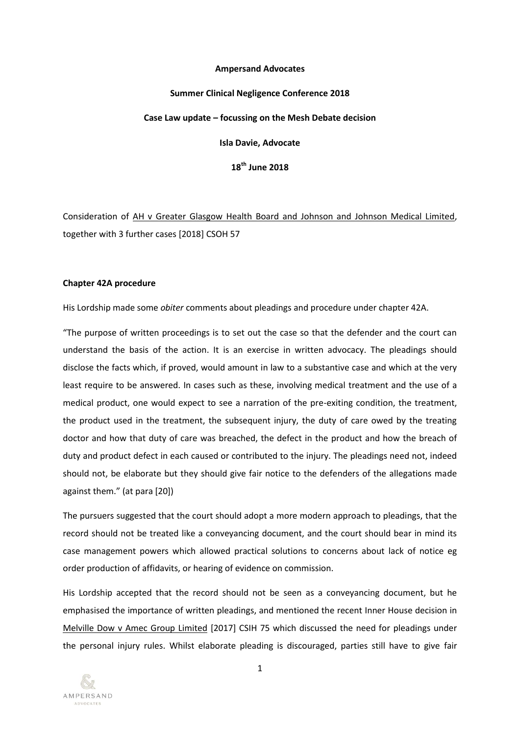**Ampersand Advocates**

**Summer Clinical Negligence Conference 2018**

**Case Law update – focussing on the Mesh Debate decision**

**Isla Davie, Advocate**

**18th June 2018**

Consideration of AH v Greater Glasgow Health Board and Johnson and Johnson Medical Limited, together with 3 further cases [2018] CSOH 57

**Chapter 42A procedure**

His Lordship made some *obiter* comments about pleadings and procedure under chapter 42A.

"The purpose of written proceedings is to set out the case so that the defender and the court can understand the basis of the action. It is an exercise in written advocacy. The pleadings should disclose the facts which, if proved, would amount in law to a substantive case and which at the very least require to be answered. In cases such as these, involving medical treatment and the use of a medical product, one would expect to see a narration of the pre-exiting condition, the treatment, the product used in the treatment, the subsequent injury, the duty of care owed by the treating doctor and how that duty of care was breached, the defect in the product and how the breach of duty and product defect in each caused or contributed to the injury. The pleadings need not, indeed should not, be elaborate but they should give fair notice to the defenders of the allegations made against them." (at para [20])

The pursuers suggested that the court should adopt a more modern approach to pleadings, that the record should not be treated like a conveyancing document, and the court should bear in mind its case management powers which allowed practical solutions to concerns about lack of notice eg order production of affidavits, or hearing of evidence on commission.

His Lordship accepted that the record should not be seen as a conveyancing document, but he emphasised the importance of written pleadings, and mentioned the recent Inner House decision in Melville Dow v Amec Group Limited [2017] CSIH 75 which discussed the need for pleadings under the personal injury rules. Whilst elaborate pleading is discouraged, parties still have to give fair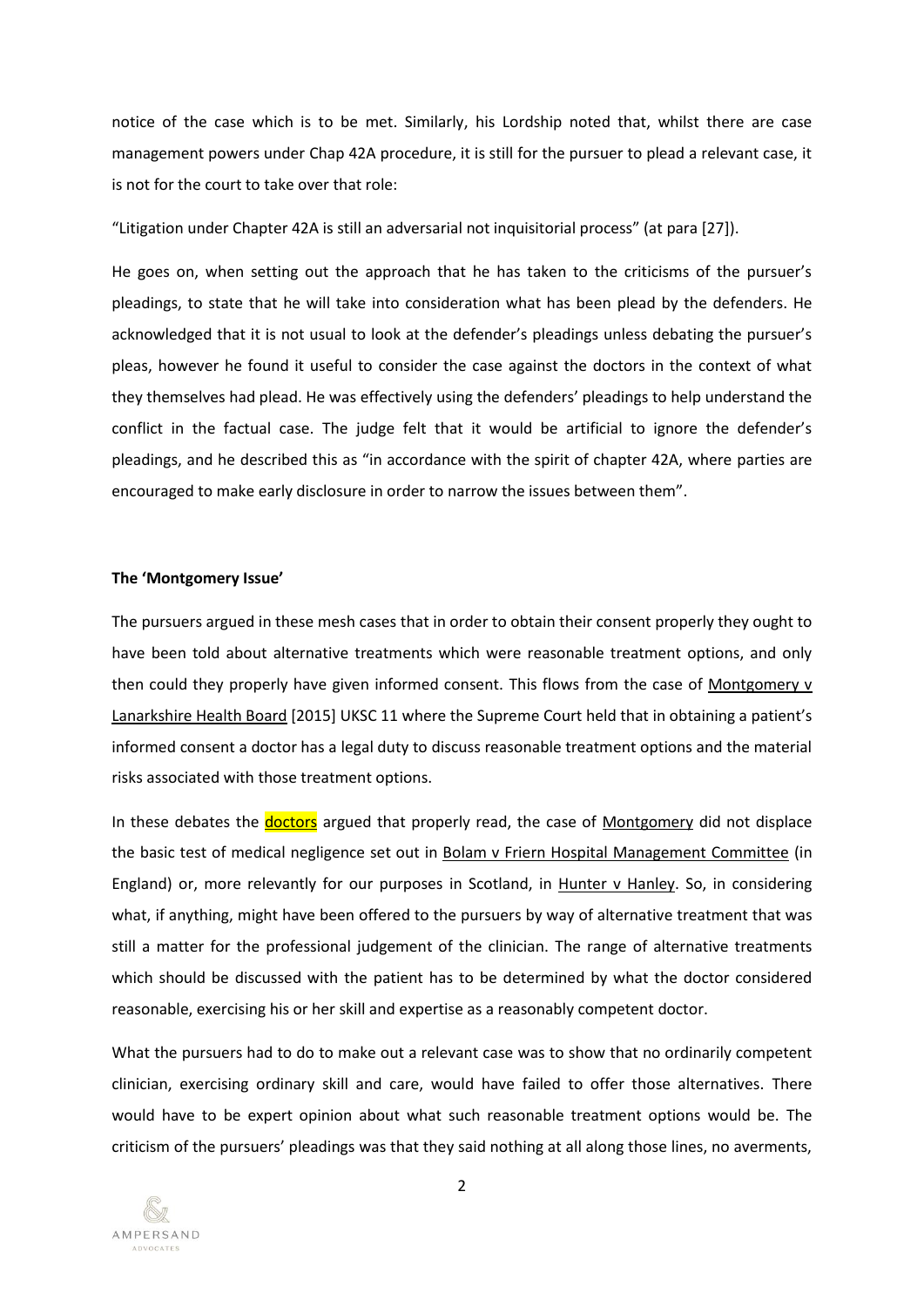notice of the case which is to be met. Similarly, his Lordship noted that, whilst there are case management powers under Chap 42A procedure, it is still for the pursuer to plead a relevant case, it is not for the court to take over that role:

"Litigation under Chapter 42A is still an adversarial not inquisitorial process" (at para [27]).

He goes on, when setting out the approach that he has taken to the criticisms of the pursuer's pleadings, to state that he will take into consideration what has been plead by the defenders. He acknowledged that it is not usual to look at the defender's pleadings unless debating the pursuer's pleas, however he found it useful to consider the case against the doctors in the context of what they themselves had plead. He was effectively using the defenders' pleadings to help understand the conflict in the factual case. The judge felt that it would be artificial to ignore the defender's pleadings, and he described this as "in accordance with the spirit of chapter 42A, where parties are encouraged to make early disclosure in order to narrow the issues between them".

**The 'Montgomery Issue'**

The pursuers argued in these mesh cases that in order to obtain their consent properly they ought to have been told about alternative treatments which were reasonable treatment options, and only then could they properly have given informed consent. This flows from the case of Montgomery v Lanarkshire Health Board [2015] UKSC 11 where the Supreme Court held that in obtaining a patient's informed consent a doctor has a legal duty to discuss reasonable treatment options and the material risks associated with those treatment options.

In these debates the doctors argued that properly read, the case of Montgomery did not displace the basic test of medical negligence set out in Bolam v Friern Hospital Management Committee (in England) or, more relevantly for our purposes in Scotland, in Hunter v Hanley. So, in considering what, if anything, might have been offered to the pursuers by way of alternative treatment that was still a matter for the professional judgement of the clinician. The range of alternative treatments which should be discussed with the patient has to be determined by what the doctor considered reasonable, exercising his or her skill and expertise as a reasonably competent doctor.

What the pursuers had to do to make out a relevant case was to show that no ordinarily competent clinician, exercising ordinary skill and care, would have failed to offer those alternatives. There would have to be expert opinion about what such reasonable treatment options would be. The criticism of the pursuers' pleadings was that they said nothing at all along those lines, no averments,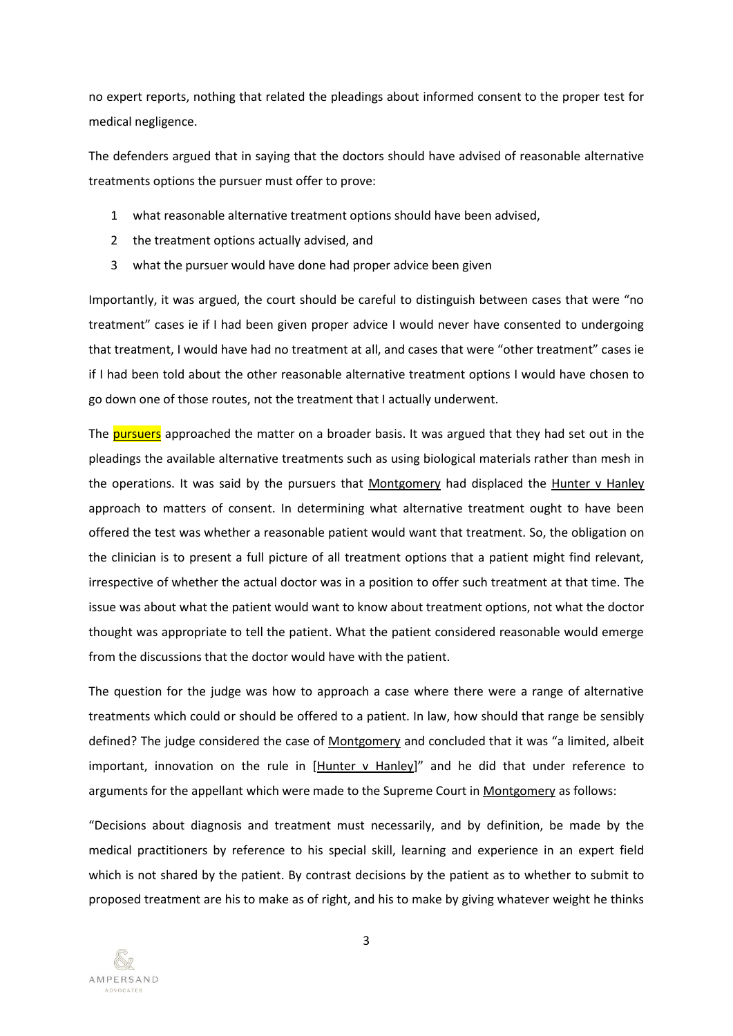no expert reports, nothing that related the pleadings about informed consent to the proper test for medical negligence.

The defenders argued that in saying that the doctors should have advised of reasonable alternative treatments options the pursuer must offer to prove:

1. what reasonable alternative treatment options should have been advised,
2. the treatment options actually advised, and
3. what the pursuer would have done had proper advice been given

Importantly, it was argued, the court should be careful to distinguish between cases that were "no treatment" cases ie if I had been given proper advice I would never have consented to undergoing that treatment, I would have had no treatment at all, and cases that were "other treatment" cases ie if I had been told about the other reasonable alternative treatment options I would have chosen to go down one of those routes, not the treatment that I actually underwent.

The pursuers approached the matter on a broader basis. It was argued that they had set out in the pleadings the available alternative treatments such as using biological materials rather than mesh in the operations. It was said by the pursuers that Montgomery had displaced the Hunter v Hanley approach to matters of consent. In determining what alternative treatment ought to have been offered the test was whether a reasonable patient would want that treatment. So, the obligation on the clinician is to present a full picture of all treatment options that a patient might find relevant, irrespective of whether the actual doctor was in a position to offer such treatment at that time. The issue was about what the patient would want to know about treatment options, not what the doctor thought was appropriate to tell the patient. What the patient considered reasonable would emerge from the discussions that the doctor would have with the patient.

The question for the judge was how to approach a case where there were a range of alternative treatments which could or should be offered to a patient. In law, how should that range be sensibly defined? The judge considered the case of Montgomery and concluded that it was "a limited, albeit important, innovation on the rule in [Hunter v Hanley]" and he did that under reference to arguments for the appellant which were made to the Supreme Court in Montgomery as follows:

"Decisions about diagnosis and treatment must necessarily, and by definition, be made by the medical practitioners by reference to his special skill, learning and experience in an expert field which is not shared by the patient. By contrast decisions by the patient as to whether to submit to proposed treatment are his to make as of right, and his to make by giving whatever weight he thinks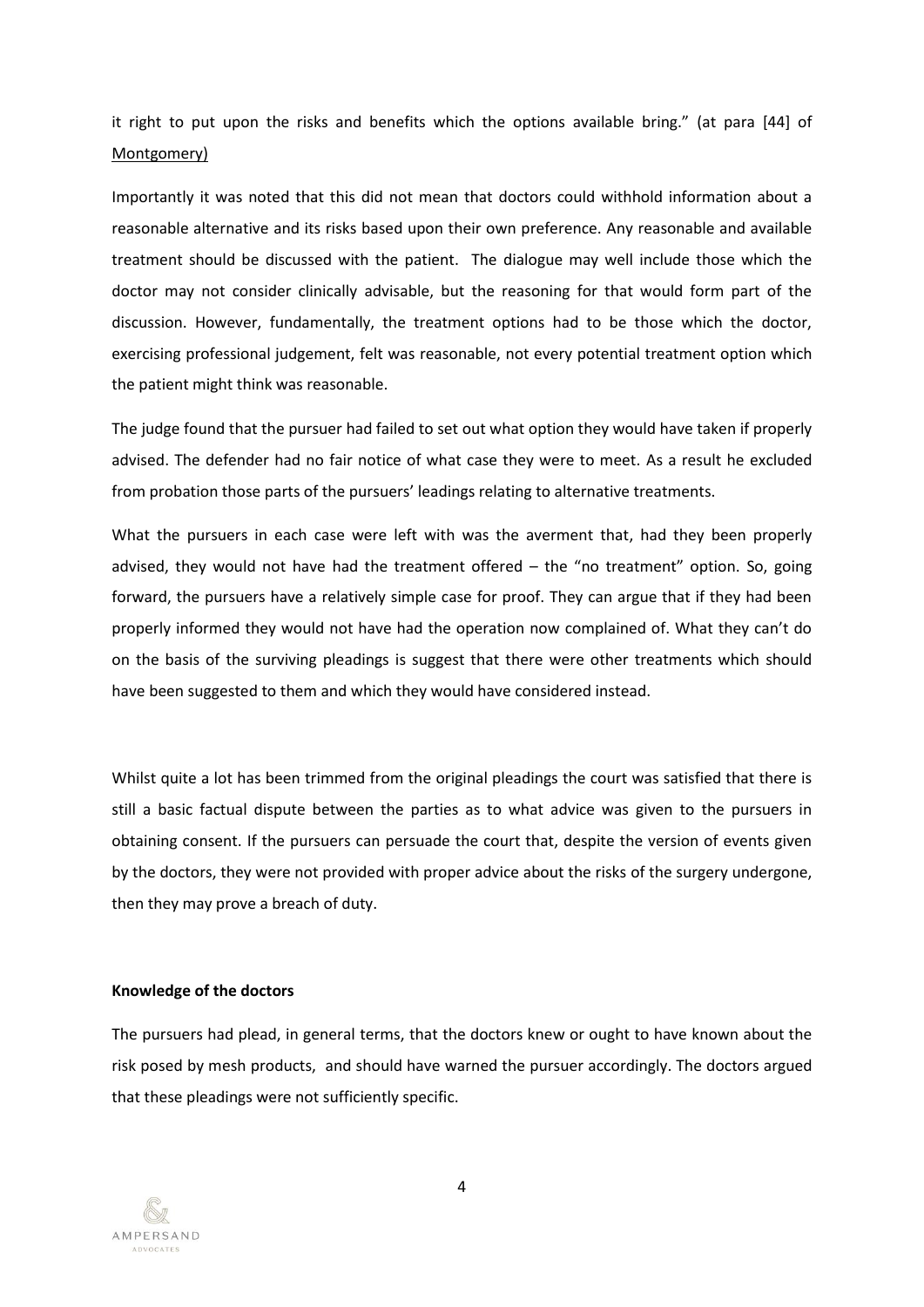it right to put upon the risks and benefits which the options available bring." (at para [44] of Montgomery)

Importantly it was noted that this did not mean that doctors could withhold information about a reasonable alternative and its risks based upon their own preference. Any reasonable and available treatment should be discussed with the patient. The dialogue may well include those which the doctor may not consider clinically advisable, but the reasoning for that would form part of the discussion. However, fundamentally, the treatment options had to be those which the doctor, exercising professional judgement, felt was reasonable, not every potential treatment option which the patient might think was reasonable.

The judge found that the pursuer had failed to set out what option they would have taken if properly advised. The defender had no fair notice of what case they were to meet. As a result he excluded from probation those parts of the pursuers' leadings relating to alternative treatments.

What the pursuers in each case were left with was the averment that, had they been properly advised, they would not have had the treatment offered – the "no treatment" option. So, going forward, the pursuers have a relatively simple case for proof. They can argue that if they had been properly informed they would not have had the operation now complained of. What they can't do on the basis of the surviving pleadings is suggest that there were other treatments which should have been suggested to them and which they would have considered instead.

Whilst quite a lot has been trimmed from the original pleadings the court was satisfied that there is still a basic factual dispute between the parties as to what advice was given to the pursuers in obtaining consent. If the pursuers can persuade the court that, despite the version of events given by the doctors, they were not provided with proper advice about the risks of the surgery undergone, then they may prove a breach of duty.

**Knowledge of the doctors**

The pursuers had plead, in general terms, that the doctors knew or ought to have known about the risk posed by mesh products, and should have warned the pursuer accordingly. The doctors argued that these pleadings were not sufficiently specific.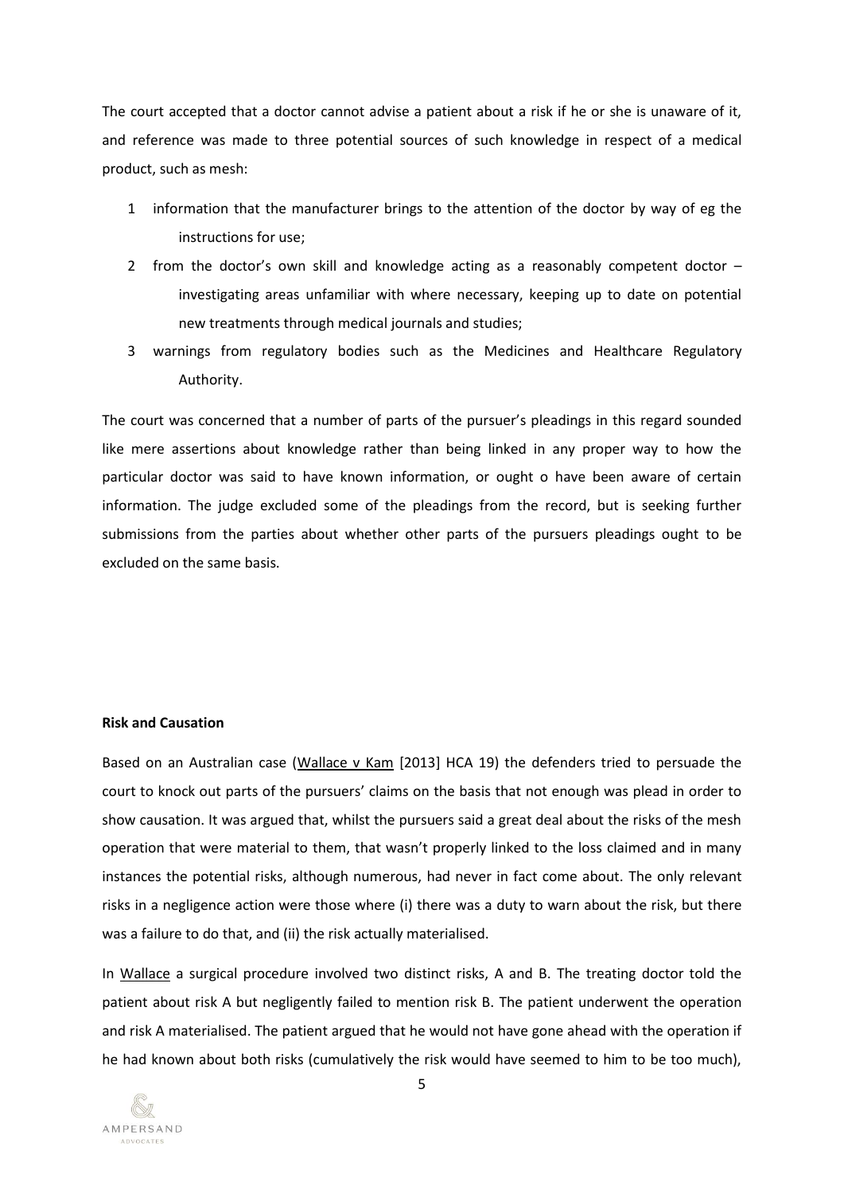The court accepted that a doctor cannot advise a patient about a risk if he or she is unaware of it, and reference was made to three potential sources of such knowledge in respect of a medical product, such as mesh:

1. information that the manufacturer brings to the attention of the doctor by way of eg the instructions for use;
2. from the doctor's own skill and knowledge acting as a reasonably competent doctor – investigating areas unfamiliar with where necessary, keeping up to date on potential new treatments through medical journals and studies;
3. warnings from regulatory bodies such as the Medicines and Healthcare Regulatory Authority.

The court was concerned that a number of parts of the pursuer's pleadings in this regard sounded like mere assertions about knowledge rather than being linked in any proper way to how the particular doctor was said to have known information, or ought o have been aware of certain information. The judge excluded some of the pleadings from the record, but is seeking further submissions from the parties about whether other parts of the pursuers pleadings ought to be excluded on the same basis.

**Risk and Causation**

Based on an Australian case (Wallace v Kam [2013] HCA 19) the defenders tried to persuade the court to knock out parts of the pursuers' claims on the basis that not enough was plead in order to show causation. It was argued that, whilst the pursuers said a great deal about the risks of the mesh operation that were material to them, that wasn't properly linked to the loss claimed and in many instances the potential risks, although numerous, had never in fact come about. The only relevant risks in a negligence action were those where (i) there was a duty to warn about the risk, but there was a failure to do that, and (ii) the risk actually materialised.

In Wallace a surgical procedure involved two distinct risks, A and B. The treating doctor told the patient about risk A but negligently failed to mention risk B. The patient underwent the operation and risk A materialised. The patient argued that he would not have gone ahead with the operation if he had known about both risks (cumulatively the risk would have seemed to him to be too much),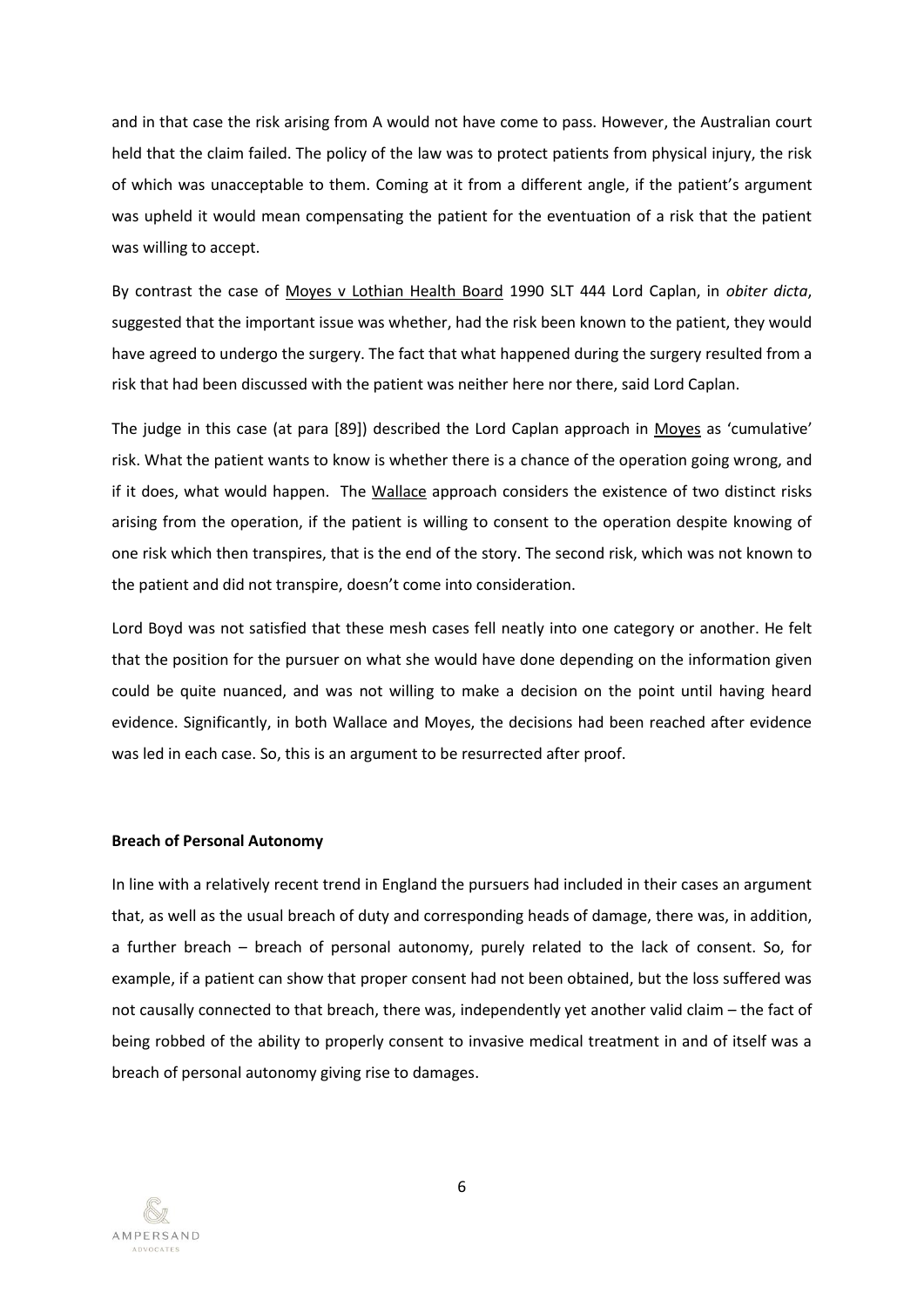and in that case the risk arising from A would not have come to pass. However, the Australian court held that the claim failed. The policy of the law was to protect patients from physical injury, the risk of which was unacceptable to them. Coming at it from a different angle, if the patient's argument was upheld it would mean compensating the patient for the eventuation of a risk that the patient was willing to accept.

By contrast the case of Moyes v Lothian Health Board 1990 SLT 444 Lord Caplan, in *obiter dicta*, suggested that the important issue was whether, had the risk been known to the patient, they would have agreed to undergo the surgery. The fact that what happened during the surgery resulted from a risk that had been discussed with the patient was neither here nor there, said Lord Caplan.

The judge in this case (at para [89]) described the Lord Caplan approach in Moyes as 'cumulative' risk. What the patient wants to know is whether there is a chance of the operation going wrong, and if it does, what would happen. The Wallace approach considers the existence of two distinct risks arising from the operation, if the patient is willing to consent to the operation despite knowing of one risk which then transpires, that is the end of the story. The second risk, which was not known to the patient and did not transpire, doesn't come into consideration.

Lord Boyd was not satisfied that these mesh cases fell neatly into one category or another. He felt that the position for the pursuer on what she would have done depending on the information given could be quite nuanced, and was not willing to make a decision on the point until having heard evidence. Significantly, in both Wallace and Moyes, the decisions had been reached after evidence was led in each case. So, this is an argument to be resurrected after proof.

**Breach of Personal Autonomy**

In line with a relatively recent trend in England the pursuers had included in their cases an argument that, as well as the usual breach of duty and corresponding heads of damage, there was, in addition, a further breach – breach of personal autonomy, purely related to the lack of consent. So, for example, if a patient can show that proper consent had not been obtained, but the loss suffered was not causally connected to that breach, there was, independently yet another valid claim – the fact of being robbed of the ability to properly consent to invasive medical treatment in and of itself was a breach of personal autonomy giving rise to damages.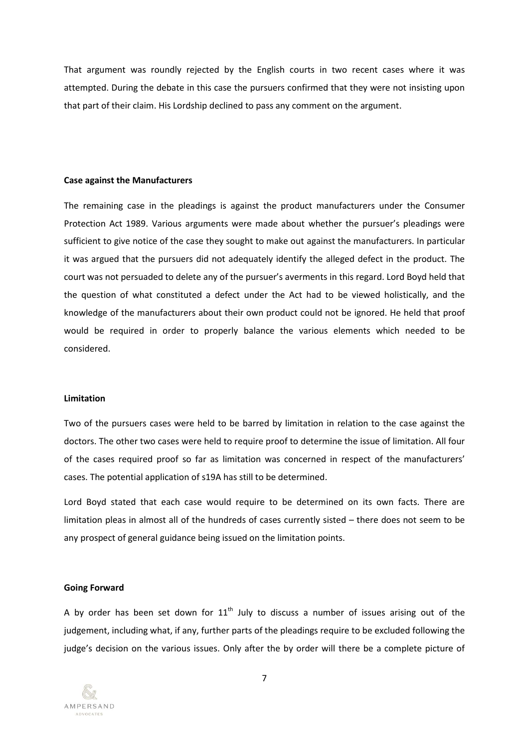That argument was roundly rejected by the English courts in two recent cases where it was attempted. During the debate in this case the pursuers confirmed that they were not insisting upon that part of their claim. His Lordship declined to pass any comment on the argument.

**Case against the Manufacturers**

The remaining case in the pleadings is against the product manufacturers under the Consumer Protection Act 1989. Various arguments were made about whether the pursuer's pleadings were sufficient to give notice of the case they sought to make out against the manufacturers. In particular it was argued that the pursuers did not adequately identify the alleged defect in the product. The court was not persuaded to delete any of the pursuer's averments in this regard. Lord Boyd held that the question of what constituted a defect under the Act had to be viewed holistically, and the knowledge of the manufacturers about their own product could not be ignored. He held that proof would be required in order to properly balance the various elements which needed to be considered.

**Limitation**

Two of the pursuers cases were held to be barred by limitation in relation to the case against the doctors. The other two cases were held to require proof to determine the issue of limitation. All four of the cases required proof so far as limitation was concerned in respect of the manufacturers' cases. The potential application of s19A has still to be determined.

Lord Boyd stated that each case would require to be determined on its own facts. There are limitation pleas in almost all of the hundreds of cases currently sisted – there does not seem to be any prospect of general guidance being issued on the limitation points.

**Going Forward**

A by order has been set down for 11th July to discuss a number of issues arising out of the judgement, including what, if any, further parts of the pleadings require to be excluded following the judge's decision on the various issues. Only after the by order will there be a complete picture of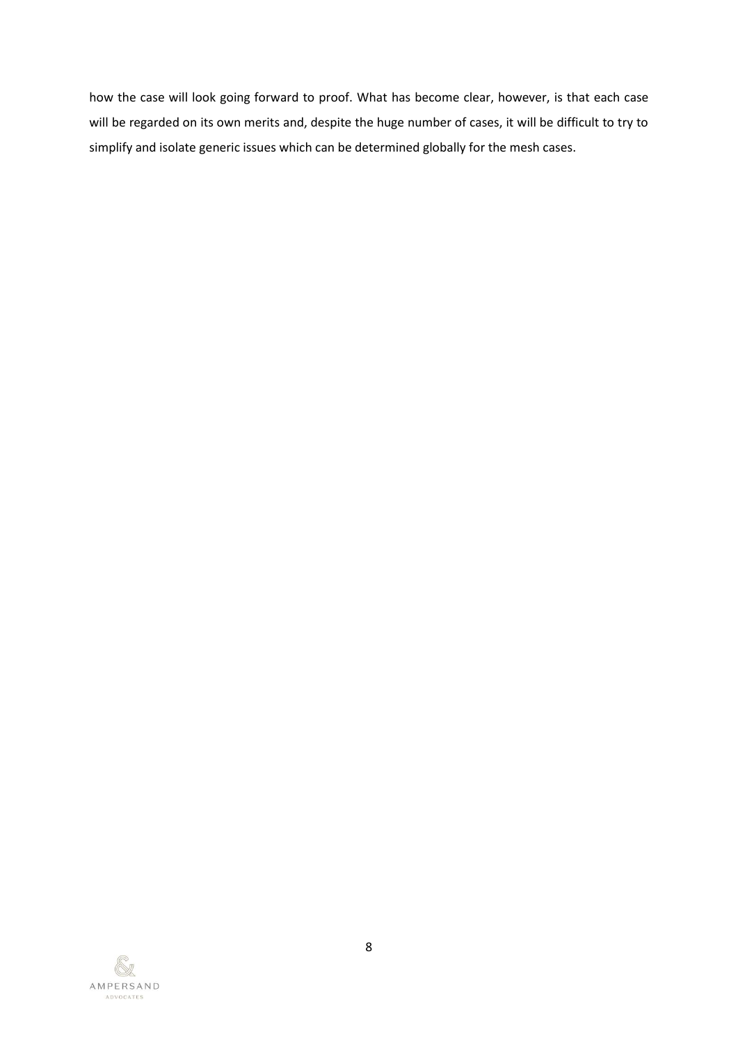how the case will look going forward to proof. What has become clear, however, is that each case will be regarded on its own merits and, despite the huge number of cases, it will be difficult to try to simplify and isolate generic issues which can be determined globally for the mesh cases.